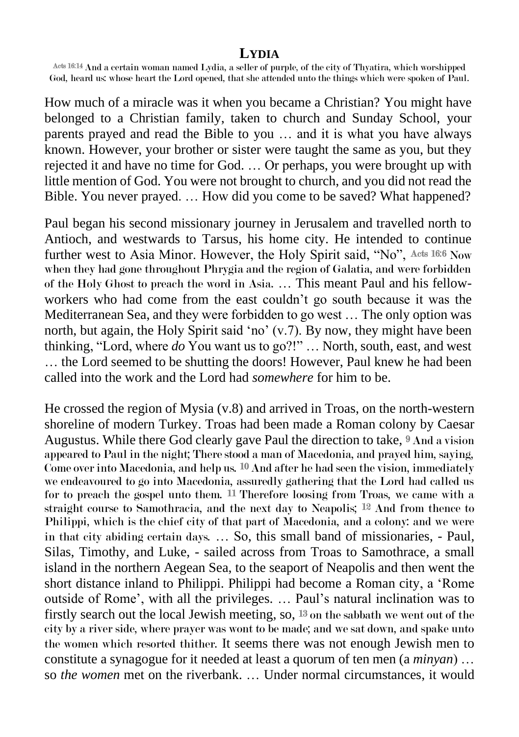# LYDIA

Acts 16:14 And a certain woman named Lydia, a seller of purple, of the city of Thyatira, which worshipped God, heard us: whose heart the Lord opened, that she attended unto the things which were spoken of Paul.

How much of a miracle was it when you became a Christian? You might have belonged to a Christian family, taken to church and Sunday School, your parents prayed and read the Bible to you … and it is what you have always known. However, your brother or sister were taught the same as you, but they rejected it and have no time for God. … Or perhaps, you were brought up with little mention of God. You were not brought to church, and you did not read the Bible. You never prayed. … How did you come to be saved? What happened?

Paul began his second missionary journey in Jerusalem and travelled north to Antioch, and westwards to Tarsus, his home city. He intended to continue further west to Asia Minor. However, the Holy Spirit said, "No", Acts 16:6 Now when they had gone throughout Phrygia and the region of Galatia, and were forbidden of the Holy Ghost to preach the word in Asia. … This meant Paul and his fellow-workers who had come from the east couldn't go south because it was the Mediterranean Sea, and they were forbidden to go west … The only option was north, but again, the Holy Spirit said 'no' (v.7). By now, they might have been thinking, "Lord, where *do* You want us to go?!" … North, south, east, and west … the Lord seemed to be shutting the doors! However, Paul knew he had been called into the work and the Lord had *somewhere* for him to be.

He crossed the region of Mysia (v.8) and arrived in Troas, on the north-western shoreline of modern Turkey. Troas had been made a Roman colony by Caesar Augustus. While there God clearly gave Paul the direction to take, 9 And a vision appeared to Paul in the night; There stood a man of Macedonia, and prayed him, saying, Come over into Macedonia, and help us. 10 And after he had seen the vision, immediately we endeavoured to go into Macedonia, assuredly gathering that the Lord had called us for to preach the gospel unto them. 11 Therefore loosing from Troas, we came with a straight course to Samothracia, and the next day to Neapolis; 12 And from thence to Philippi, which is the chief city of that part of Macedonia, and a colony: and we were in that city abiding certain days. … So, this small band of missionaries, - Paul, Silas, Timothy, and Luke, - sailed across from Troas to Samothrace, a small island in the northern Aegean Sea, to the seaport of Neapolis and then went the short distance inland to Philippi. Philippi had become a Roman city, a 'Rome outside of Rome', with all the privileges. … Paul's natural inclination was to firstly search out the local Jewish meeting, so, 13 on the sabbath we went out of the city by a river side, where prayer was wont to be made; and we sat down, and spake unto the women which resorted thither. It seems there was not enough Jewish men to constitute a synagogue for it needed at least a quorum of ten men (a *minyan*) … so *the women* met on the riverbank. … Under normal circumstances, it would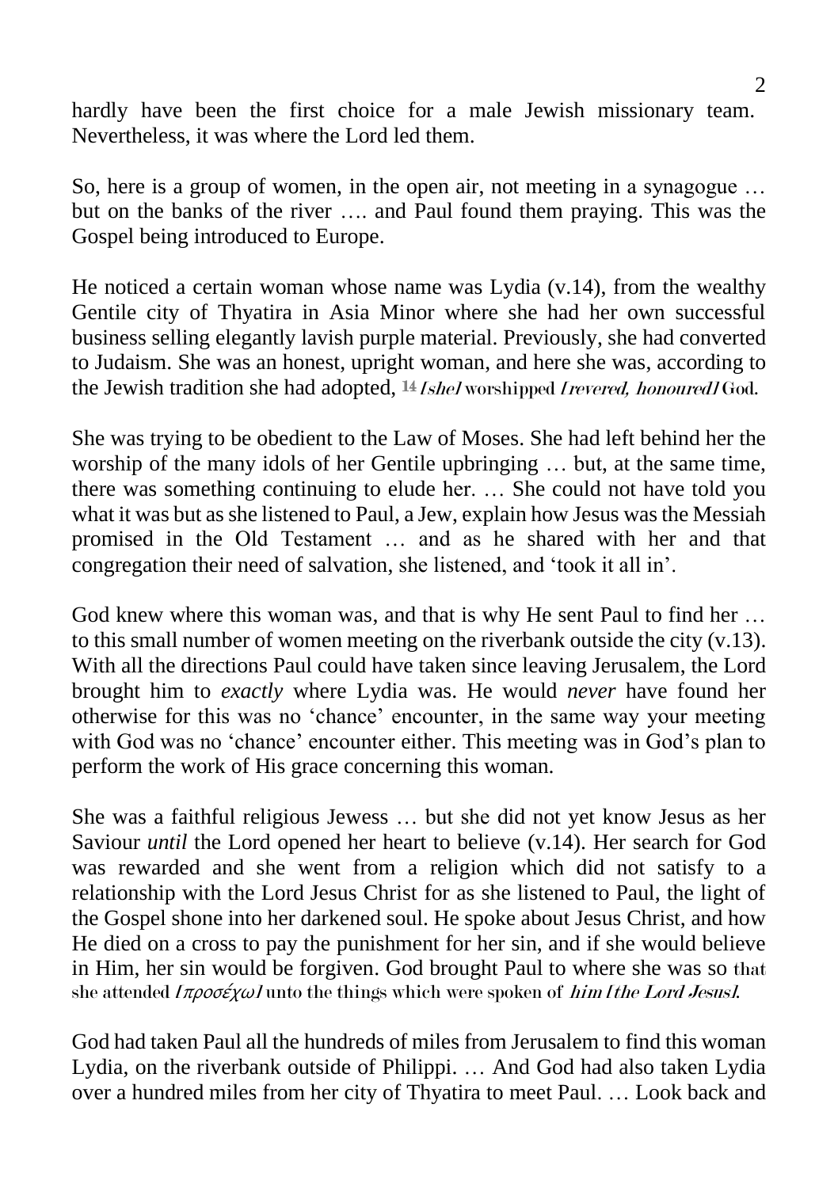hardly have been the first choice for a male Jewish missionary team. Nevertheless, it was where the Lord led them.

So, here is a group of women, in the open air, not meeting in a synagogue … but on the banks of the river …. and Paul found them praying. This was the Gospel being introduced to Europe.

He noticed a certain woman whose name was Lydia (v.14), from the wealthy Gentile city of Thyatira in Asia Minor where she had her own successful business selling elegantly lavish purple material. Previously, she had converted to Judaism. She was an honest, upright woman, and here she was, according to the Jewish tradition she had adopted, 14 *[she]* worshipped *[revered, honoured]* God.

She was trying to be obedient to the Law of Moses. She had left behind her the worship of the many idols of her Gentile upbringing … but, at the same time, there was something continuing to elude her. … She could not have told you what it was but as she listened to Paul, a Jew, explain how Jesus was the Messiah promised in the Old Testament … and as he shared with her and that congregation their need of salvation, she listened, and 'took it all in'.

God knew where this woman was, and that is why He sent Paul to find her … to this small number of women meeting on the riverbank outside the city (v.13). With all the directions Paul could have taken since leaving Jerusalem, the Lord brought him to *exactly* where Lydia was. He would *never* have found her otherwise for this was no 'chance' encounter, in the same way your meeting with God was no 'chance' encounter either. This meeting was in God's plan to perform the work of His grace concerning this woman.

She was a faithful religious Jewess … but she did not yet know Jesus as her Saviour *until* the Lord opened her heart to believe (v.14). Her search for God was rewarded and she went from a religion which did not satisfy to a relationship with the Lord Jesus Christ for as she listened to Paul, the light of the Gospel shone into her darkened soul. He spoke about Jesus Christ, and how He died on a cross to pay the punishment for her sin, and if she would believe in Him, her sin would be forgiven. God brought Paul to where she was so that she attended *[προσέχω]* unto the things which were spoken of *him [the Lord Jesus]*.

God had taken Paul all the hundreds of miles from Jerusalem to find this woman Lydia, on the riverbank outside of Philippi. … And God had also taken Lydia over a hundred miles from her city of Thyatira to meet Paul. … Look back and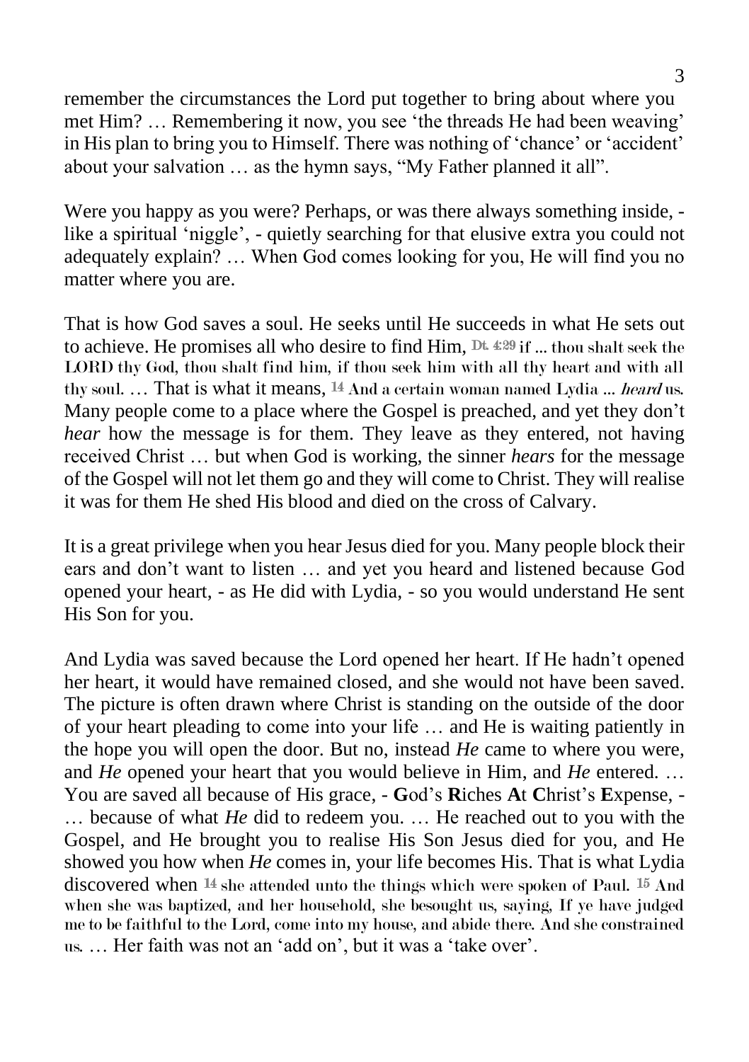remember the circumstances the Lord put together to bring about where you met Him? … Remembering it now, you see 'the threads He had been weaving' in His plan to bring you to Himself. There was nothing of 'chance' or 'accident' about your salvation … as the hymn says, "My Father planned it all".

Were you happy as you were? Perhaps, or was there always something inside, - like a spiritual 'niggle', - quietly searching for that elusive extra you could not adequately explain? … When God comes looking for you, He will find you no matter where you are.

That is how God saves a soul. He seeks until He succeeds in what He sets out to achieve. He promises all who desire to find Him, Dt. 4:29 if ... thou shalt seek the LORD thy God, thou shalt find him, if thou seek him with all thy heart and with all thy soul. … That is what it means, 14 And a certain woman named Lydia ... *heard* us. Many people come to a place where the Gospel is preached, and yet they don't *hear* how the message is for them. They leave as they entered, not having received Christ … but when God is working, the sinner *hears* for the message of the Gospel will not let them go and they will come to Christ. They will realise it was for them He shed His blood and died on the cross of Calvary.

It is a great privilege when you hear Jesus died for you. Many people block their ears and don't want to listen … and yet you heard and listened because God opened your heart, - as He did with Lydia, - so you would understand He sent His Son for you.

And Lydia was saved because the Lord opened her heart. If He hadn't opened her heart, it would have remained closed, and she would not have been saved. The picture is often drawn where Christ is standing on the outside of the door of your heart pleading to come into your life … and He is waiting patiently in the hope you will open the door. But no, instead *He* came to where you were, and *He* opened your heart that you would believe in Him, and *He* entered. … You are saved all because of His grace, - **G**od's **R**iches **A**t **C**hrist's **E**xpense, - … because of what *He* did to redeem you. … He reached out to you with the Gospel, and He brought you to realise His Son Jesus died for you, and He showed you how when *He* comes in, your life becomes His. That is what Lydia discovered when 14 she attended unto the things which were spoken of Paul. 15 And when she was baptized, and her household, she besought us, saying, If ye have judged me to be faithful to the Lord, come into my house, and abide there. And she constrained us. … Her faith was not an 'add on', but it was a 'take over'.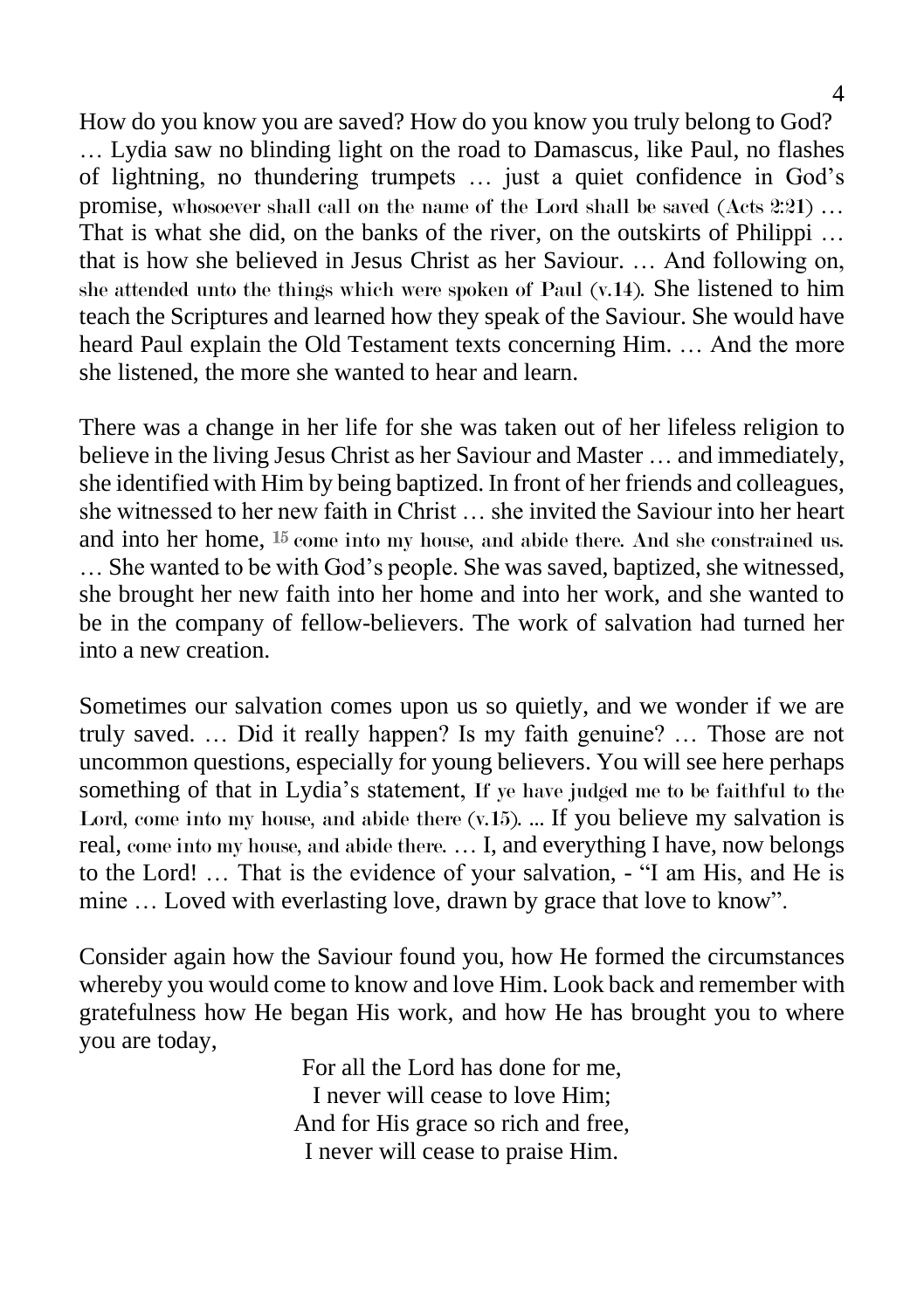How do you know you are saved? How do you know you truly belong to God? … Lydia saw no blinding light on the road to Damascus, like Paul, no flashes of lightning, no thundering trumpets … just a quiet confidence in God's promise, whosoever shall call on the name of the Lord shall be saved (Acts 2:21) … That is what she did, on the banks of the river, on the outskirts of Philippi … that is how she believed in Jesus Christ as her Saviour. … And following on, she attended unto the things which were spoken of Paul (v.14). She listened to him teach the Scriptures and learned how they speak of the Saviour. She would have heard Paul explain the Old Testament texts concerning Him. … And the more she listened, the more she wanted to hear and learn.

There was a change in her life for she was taken out of her lifeless religion to believe in the living Jesus Christ as her Saviour and Master … and immediately, she identified with Him by being baptized. In front of her friends and colleagues, she witnessed to her new faith in Christ … she invited the Saviour into her heart and into her home, 15 come into my house, and abide there. And she constrained us. … She wanted to be with God's people. She was saved, baptized, she witnessed, she brought her new faith into her home and into her work, and she wanted to be in the company of fellow-believers. The work of salvation had turned her into a new creation.

Sometimes our salvation comes upon us so quietly, and we wonder if we are truly saved. … Did it really happen? Is my faith genuine? … Those are not uncommon questions, especially for young believers. You will see here perhaps something of that in Lydia's statement, If ye have judged me to be faithful to the Lord, come into my house, and abide there (v.15). ... If you believe my salvation is real, come into my house, and abide there. … I, and everything I have, now belongs to the Lord! … That is the evidence of your salvation, - "I am His, and He is mine … Loved with everlasting love, drawn by grace that love to know".

Consider again how the Saviour found you, how He formed the circumstances whereby you would come to know and love Him. Look back and remember with gratefulness how He began His work, and how He has brought you to where you are today,

For all the Lord has done for me,  
I never will cease to love Him;  
And for His grace so rich and free,  
I never will cease to praise Him.